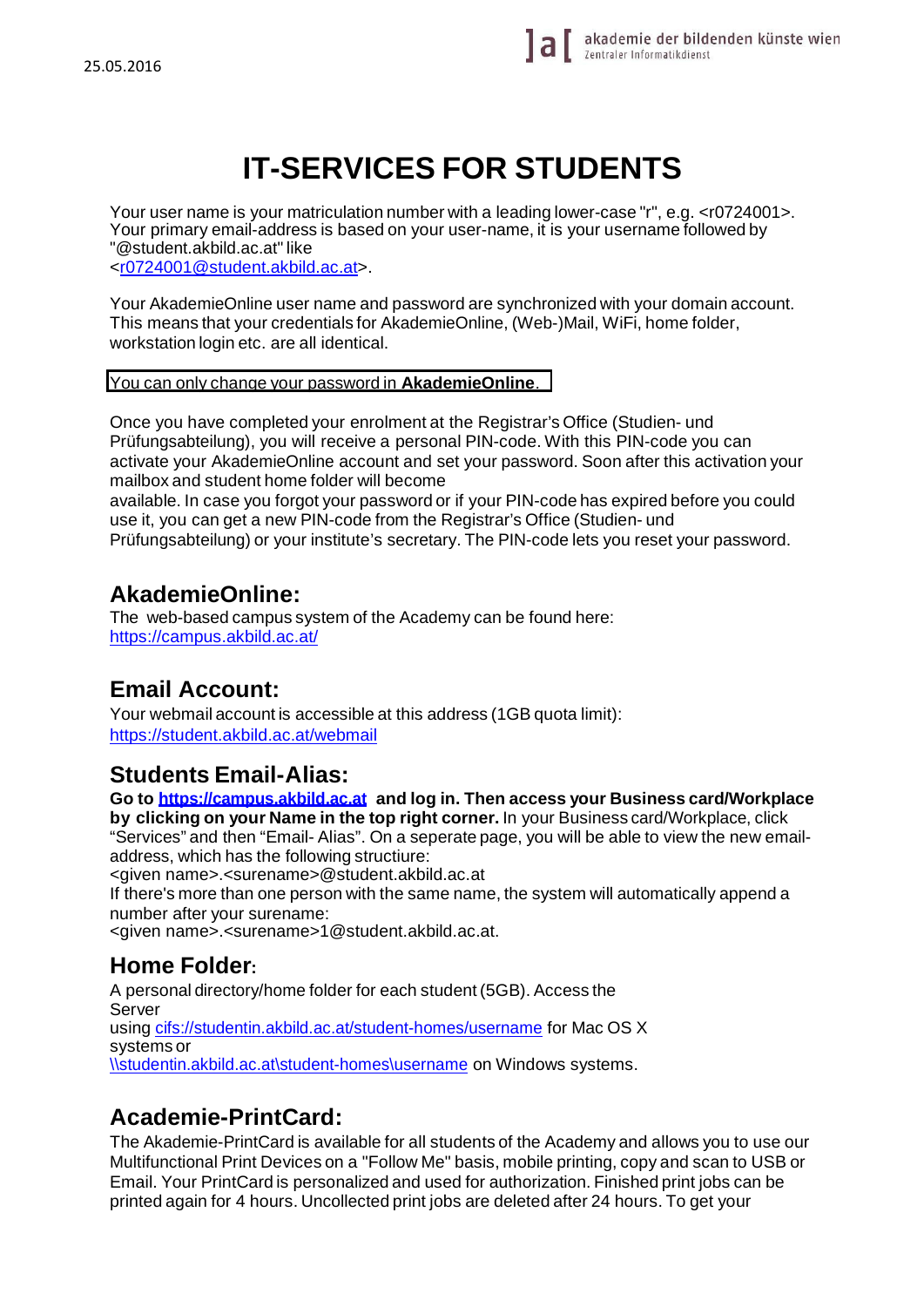25.05.2016

# IT-SERVICES FOR STUDENTS

Your user name is your matriculation number with a leading lower-case "r", e.g. <r0724001>. Your primary email-address is based on your user-name, it is your username followed by "@student.akbild.ac.at" like <r0724001@student.akbild.ac.at>.

Your AkademieOnline user name and password are synchronized with your domain account. This means that your credentials for AkademieOnline, (Web-)Mail, WiFi, home folder, workstation login etc. are all identical.

You can only change your password in **AkademieOnline**.

Once you have completed your enrolment at the Registrar's Office (Studien- und Prüfungsabteilung), you will receive a personal PIN-code. With this PIN-code you can activate your AkademieOnline account and set your password. Soon after this activation your mailbox and student home folder will become available. In case you forgot your password or if your PIN-code has expired before you could use it, you can get a new PIN-code from the Registrar's Office (Studien- und Prüfungsabteilung) or your institute's secretary. The PIN-code lets you reset your password.

## AkademieOnline:

The web-based campus system of the Academy can be found here: https://campus.akbild.ac.at/

## Email Account:

Your webmail account is accessible at this address (1GB quota limit): https://student.akbild.ac.at/webmail

## Students Email-Alias:

**Go to https://campus.akbild.ac.at and log in. Then access your Business card/Workplace by clicking on your Name in the top right corner.** In your Business card/Workplace, click "Services" and then "Email- Alias". On a seperate page, you will be able to view the new email-address, which has the following structiure:
<given name>.<surename>@student.akbild.ac.at
If there's more than one person with the same name, the system will automatically append a number after your surename:
<given name>.<surename>1@student.akbild.ac.at.

## Home Folder:

A personal directory/home folder for each student (5GB). Access the Server using cifs://studentin.akbild.ac.at/student-homes/username for Mac OS X systems or \\studentin.akbild.ac.at\student-homes\username on Windows systems.

## Academie-PrintCard:

The Akademie-PrintCard is available for all students of the Academy and allows you to use our Multifunctional Print Devices on a "Follow Me" basis, mobile printing, copy and scan to USB or Email. Your PrintCard is personalized and used for authorization. Finished print jobs can be printed again for 4 hours. Uncollected print jobs are deleted after 24 hours. To get your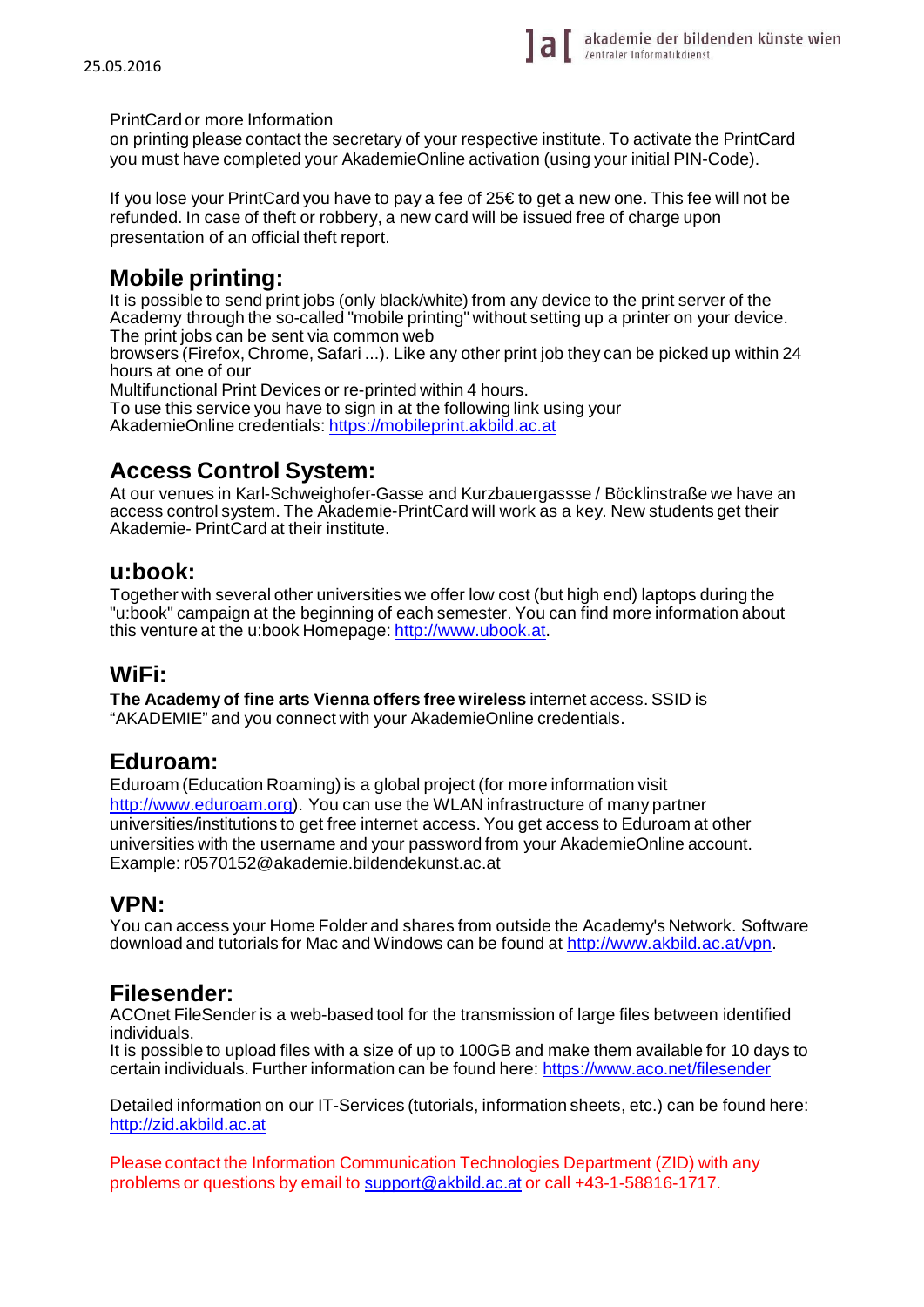PrintCard or more Information
on printing please contact the secretary of your respective institute. To activate the PrintCard you must have completed your AkademieOnline activation (using your initial PIN-Code).

If you lose your PrintCard you have to pay a fee of 25€ to get a new one. This fee will not be refunded. In case of theft or robbery, a new card will be issued free of charge upon presentation of an official theft report.

## Mobile printing:

It is possible to send print jobs (only black/white) from any device to the print server of the Academy through the so-called "mobile printing" without setting up a printer on your device. The print jobs can be sent via common web
browsers (Firefox, Chrome, Safari ...). Like any other print job they can be picked up within 24 hours at one of our
Multifunctional Print Devices or re-printed within 4 hours.
To use this service you have to sign in at the following link using your
AkademieOnline credentials: https://mobileprint.akbild.ac.at

## Access Control System:

At our venues in Karl-Schweighofer-Gasse and Kurzbauergassse / Böcklinstraße we have an access control system. The Akademie-PrintCard will work as a key. New students get their Akademie- PrintCard at their institute.

## u:book:

Together with several other universities we offer low cost (but high end) laptops during the "u:book" campaign at the beginning of each semester. You can find more information about this venture at the u:book Homepage: http://www.ubook.at.

## WiFi:

**The Academy of fine arts Vienna offers free wireless** internet access. SSID is “AKADEMIE” and you connect with your AkademieOnline credentials.

## Eduroam:

Eduroam (Education Roaming) is a global project (for more information visit http://www.eduroam.org). You can use the WLAN infrastructure of many partner universities/institutions to get free internet access. You get access to Eduroam at other universities with the username and your password from your AkademieOnline account. Example: r0570152@akademie.bildendekunst.ac.at

## VPN:

You can access your Home Folder and shares from outside the Academy's Network. Software download and tutorials for Mac and Windows can be found at http://www.akbild.ac.at/vpn.

## Filesender:

ACOnet FileSender is a web-based tool for the transmission of large files between identified individuals.
It is possible to upload files with a size of up to 100GB and make them available for 10 days to certain individuals. Further information can be found here: https://www.aco.net/filesender

Detailed information on our IT-Services (tutorials, information sheets, etc.) can be found here: http://zid.akbild.ac.at

Please contact the Information Communication Technologies Department (ZID) with any problems or questions by email to support@akbild.ac.at or call +43-1-58816-1717.